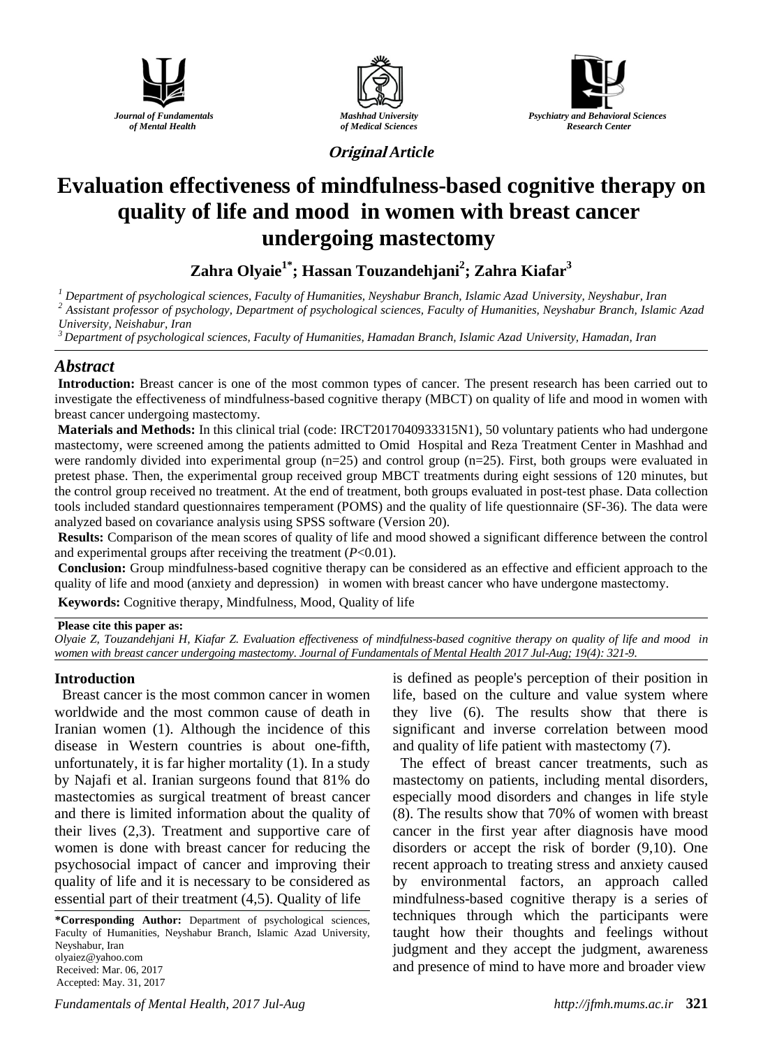*Original Article*

# Evaluation effectiveness of mindfulness-based cognitive therapy on quality of life and mood in women with breast cancer undergoing mastectomy

**Zahra Olyaie[1*]; Hassan Touzandehjani[2]; Zahra Kiafar[3]**

[1] *Department of psychological sciences, Faculty of Humanities, Neyshabur Branch, Islamic Azad University, Neyshabur, Iran*
[2] *Assistant professor of psychology, Department of psychological sciences, Faculty of Humanities, Neyshabur Branch, Islamic Azad University, Neishabur, Iran*
[3] *Department of psychological sciences, Faculty of Humanities, Hamadan Branch, Islamic Azad University, Hamadan, Iran*

## Abstract

**Introduction:** Breast cancer is one of the most common types of cancer. The present research has been carried out to investigate the effectiveness of mindfulness-based cognitive therapy (MBCT) on quality of life and mood in women with breast cancer undergoing mastectomy.

**Materials and Methods:** In this clinical trial (code: IRCT2017040933315N1), 50 voluntary patients who had undergone mastectomy, were screened among the patients admitted to Omid Hospital and Reza Treatment Center in Mashhad and were randomly divided into experimental group (n=25) and control group (n=25). First, both groups were evaluated in pretest phase. Then, the experimental group received group MBCT treatments during eight sessions of 120 minutes, but the control group received no treatment. At the end of treatment, both groups evaluated in post-test phase. Data collection tools included standard questionnaires temperament (POMS) and the quality of life questionnaire (SF-36). The data were analyzed based on covariance analysis using SPSS software (Version 20).

**Results:** Comparison of the mean scores of quality of life and mood showed a significant difference between the control and experimental groups after receiving the treatment ($P<0.01$).

**Conclusion:** Group mindfulness-based cognitive therapy can be considered as an effective and efficient approach to the quality of life and mood (anxiety and depression) in women with breast cancer who have undergone mastectomy.

**Keywords:** Cognitive therapy, Mindfulness, Mood, Quality of life

**Please cite this paper as:**
*Olyaie Z, Touzandehjani H, Kiafar Z. Evaluation effectiveness of mindfulness-based cognitive therapy on quality of life and mood in women with breast cancer undergoing mastectomy. Journal of Fundamentals of Mental Health 2017 Jul-Aug; 19(4): 321-9.*

## Introduction

Breast cancer is the most common cancer in women worldwide and the most common cause of death in Iranian women (1). Although the incidence of this disease in Western countries is about one-fifth, unfortunately, it is far higher mortality (1). In a study by Najafi et al. Iranian surgeons found that 81% do mastectomies as surgical treatment of breast cancer and there is limited information about the quality of their lives (2,3). Treatment and supportive care of women is done with breast cancer for reducing the psychosocial impact of cancer and improving their quality of life and it is necessary to be considered as essential part of their treatment (4,5). Quality of life is defined as people's perception of their position in life, based on the culture and value system where they live (6). The results show that there is significant and inverse correlation between mood and quality of life patient with mastectomy (7).

The effect of breast cancer treatments, such as mastectomy on patients, including mental disorders, especially mood disorders and changes in life style (8). The results show that 70% of women with breast cancer in the first year after diagnosis have mood disorders or accept the risk of border (9,10). One recent approach to treating stress and anxiety caused by environmental factors, an approach called mindfulness-based cognitive therapy is a series of techniques through which the participants were taught how their thoughts and feelings without judgment and they accept the judgment, awareness and presence of mind to have more and broader view

**\*Corresponding Author:** Department of psychological sciences, Faculty of Humanities, Neyshabur Branch, Islamic Azad University, Neyshabur, Iran
olyaiez@yahoo.com
Received: Mar. 06, 2017
Accepted: May. 31, 2017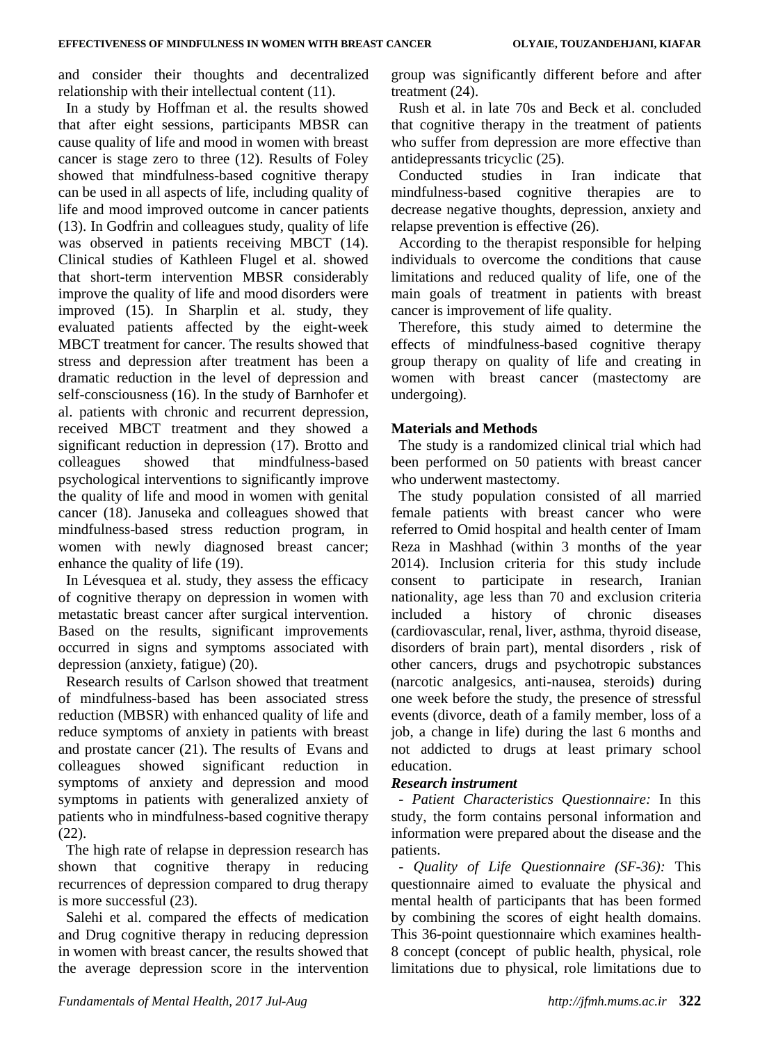and consider their thoughts and decentralized relationship with their intellectual content (11).

In a study by Hoffman et al. the results showed that after eight sessions, participants MBSR can cause quality of life and mood in women with breast cancer is stage zero to three (12). Results of Foley showed that mindfulness-based cognitive therapy can be used in all aspects of life, including quality of life and mood improved outcome in cancer patients (13). In Godfrin and colleagues study, quality of life was observed in patients receiving MBCT (14). Clinical studies of Kathleen Flugel et al. showed that short-term intervention MBSR considerably improve the quality of life and mood disorders were improved (15). In Sharplin et al. study, they evaluated patients affected by the eight-week MBCT treatment for cancer. The results showed that stress and depression after treatment has been a dramatic reduction in the level of depression and self-consciousness (16). In the study of Barnhofer et al. patients with chronic and recurrent depression, received MBCT treatment and they showed a significant reduction in depression (17). Brotto and colleagues showed that mindfulness-based psychological interventions to significantly improve the quality of life and mood in women with genital cancer (18). Januseka and colleagues showed that mindfulness-based stress reduction program, in women with newly diagnosed breast cancer; enhance the quality of life (19).

In Lévesquea et al. study, they assess the efficacy of cognitive therapy on depression in women with metastatic breast cancer after surgical intervention. Based on the results, significant improvements occurred in signs and symptoms associated with depression (anxiety, fatigue) (20).

Research results of Carlson showed that treatment of mindfulness-based has been associated stress reduction (MBSR) with enhanced quality of life and reduce symptoms of anxiety in patients with breast and prostate cancer (21). The results of Evans and colleagues showed significant reduction in symptoms of anxiety and depression and mood symptoms in patients with generalized anxiety of patients who in mindfulness-based cognitive therapy (22).

The high rate of relapse in depression research has shown that cognitive therapy in reducing recurrences of depression compared to drug therapy is more successful (23).

Salehi et al. compared the effects of medication and Drug cognitive therapy in reducing depression in women with breast cancer, the results showed that the average depression score in the intervention group was significantly different before and after treatment (24).

Rush et al. in late 70s and Beck et al. concluded that cognitive therapy in the treatment of patients who suffer from depression are more effective than antidepressants tricyclic (25).

Conducted studies in Iran indicate that mindfulness-based cognitive therapies are to decrease negative thoughts, depression, anxiety and relapse prevention is effective (26).

According to the therapist responsible for helping individuals to overcome the conditions that cause limitations and reduced quality of life, one of the main goals of treatment in patients with breast cancer is improvement of life quality.

Therefore, this study aimed to determine the effects of mindfulness-based cognitive therapy group therapy on quality of life and creating in women with breast cancer (mastectomy are undergoing).

## Materials and Methods

The study is a randomized clinical trial which had been performed on 50 patients with breast cancer who underwent mastectomy.

The study population consisted of all married female patients with breast cancer who were referred to Omid hospital and health center of Imam Reza in Mashhad (within 3 months of the year 2014). Inclusion criteria for this study include consent to participate in research, Iranian nationality, age less than 70 and exclusion criteria included a history of chronic diseases (cardiovascular, renal, liver, asthma, thyroid disease, disorders of brain part), mental disorders , risk of other cancers, drugs and psychotropic substances (narcotic analgesics, anti-nausea, steroids) during one week before the study, the presence of stressful events (divorce, death of a family member, loss of a job, a change in life) during the last 6 months and not addicted to drugs at least primary school education.

### *Research instrument*

- *Patient Characteristics Questionnaire:* In this study, the form contains personal information and information were prepared about the disease and the patients.

- *Quality of Life Questionnaire (SF-36):* This questionnaire aimed to evaluate the physical and mental health of participants that has been formed by combining the scores of eight health domains. This 36-point questionnaire which examines health-8 concept (concept of public health, physical, role limitations due to physical, role limitations due to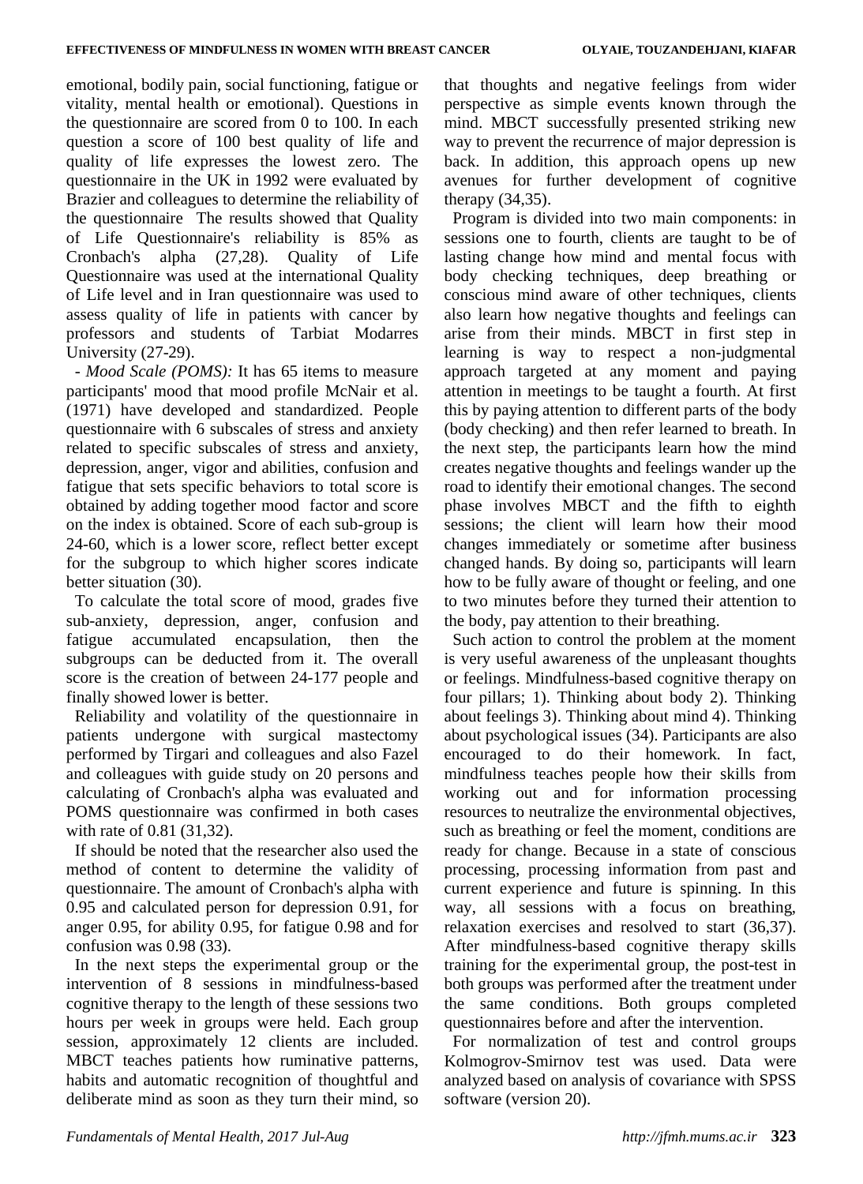emotional, bodily pain, social functioning, fatigue or vitality, mental health or emotional). Questions in the questionnaire are scored from 0 to 100. In each question a score of 100 best quality of life and quality of life expresses the lowest zero. The questionnaire in the UK in 1992 were evaluated by Brazier and colleagues to determine the reliability of the questionnaire The results showed that Quality of Life Questionnaire's reliability is 85% as Cronbach's alpha (27,28). Quality of Life Questionnaire was used at the international Quality of Life level and in Iran questionnaire was used to assess quality of life in patients with cancer by professors and students of Tarbiat Modarres University (27-29).

- *Mood Scale (POMS):* It has 65 items to measure participants' mood that mood profile McNair et al. (1971) have developed and standardized. People questionnaire with 6 subscales of stress and anxiety related to specific subscales of stress and anxiety, depression, anger, vigor and abilities, confusion and fatigue that sets specific behaviors to total score is obtained by adding together mood factor and score on the index is obtained. Score of each sub-group is 24-60, which is a lower score, reflect better except for the subgroup to which higher scores indicate better situation (30).

To calculate the total score of mood, grades five sub-anxiety, depression, anger, confusion and fatigue accumulated encapsulation, then the subgroups can be deducted from it. The overall score is the creation of between 24-177 people and finally showed lower is better.

Reliability and volatility of the questionnaire in patients undergone with surgical mastectomy performed by Tirgari and colleagues and also Fazel and colleagues with guide study on 20 persons and calculating of Cronbach's alpha was evaluated and POMS questionnaire was confirmed in both cases with rate of 0.81 (31,32).

If should be noted that the researcher also used the method of content to determine the validity of questionnaire. The amount of Cronbach's alpha with 0.95 and calculated person for depression 0.91, for anger 0.95, for ability 0.95, for fatigue 0.98 and for confusion was 0.98 (33).

In the next steps the experimental group or the intervention of 8 sessions in mindfulness-based cognitive therapy to the length of these sessions two hours per week in groups were held. Each group session, approximately 12 clients are included. MBCT teaches patients how ruminative patterns, habits and automatic recognition of thoughtful and deliberate mind as soon as they turn their mind, so that thoughts and negative feelings from wider perspective as simple events known through the mind. MBCT successfully presented striking new way to prevent the recurrence of major depression is back. In addition, this approach opens up new avenues for further development of cognitive therapy (34,35).

Program is divided into two main components: in sessions one to fourth, clients are taught to be of lasting change how mind and mental focus with body checking techniques, deep breathing or conscious mind aware of other techniques, clients also learn how negative thoughts and feelings can arise from their minds. MBCT in first step in learning is way to respect a non-judgmental approach targeted at any moment and paying attention in meetings to be taught a fourth. At first this by paying attention to different parts of the body (body checking) and then refer learned to breath. In the next step, the participants learn how the mind creates negative thoughts and feelings wander up the road to identify their emotional changes. The second phase involves MBCT and the fifth to eighth sessions; the client will learn how their mood changes immediately or sometime after business changed hands. By doing so, participants will learn how to be fully aware of thought or feeling, and one to two minutes before they turned their attention to the body, pay attention to their breathing.

Such action to control the problem at the moment is very useful awareness of the unpleasant thoughts or feelings. Mindfulness-based cognitive therapy on four pillars; 1). Thinking about body 2). Thinking about feelings 3). Thinking about mind 4). Thinking about psychological issues (34). Participants are also encouraged to do their homework. In fact, mindfulness teaches people how their skills from working out and for information processing resources to neutralize the environmental objectives, such as breathing or feel the moment, conditions are ready for change. Because in a state of conscious processing, processing information from past and current experience and future is spinning. In this way, all sessions with a focus on breathing, relaxation exercises and resolved to start (36,37). After mindfulness-based cognitive therapy skills training for the experimental group, the post-test in both groups was performed after the treatment under the same conditions. Both groups completed questionnaires before and after the intervention.

For normalization of test and control groups Kolmogrov-Smirnov test was used. Data were analyzed based on analysis of covariance with SPSS software (version 20).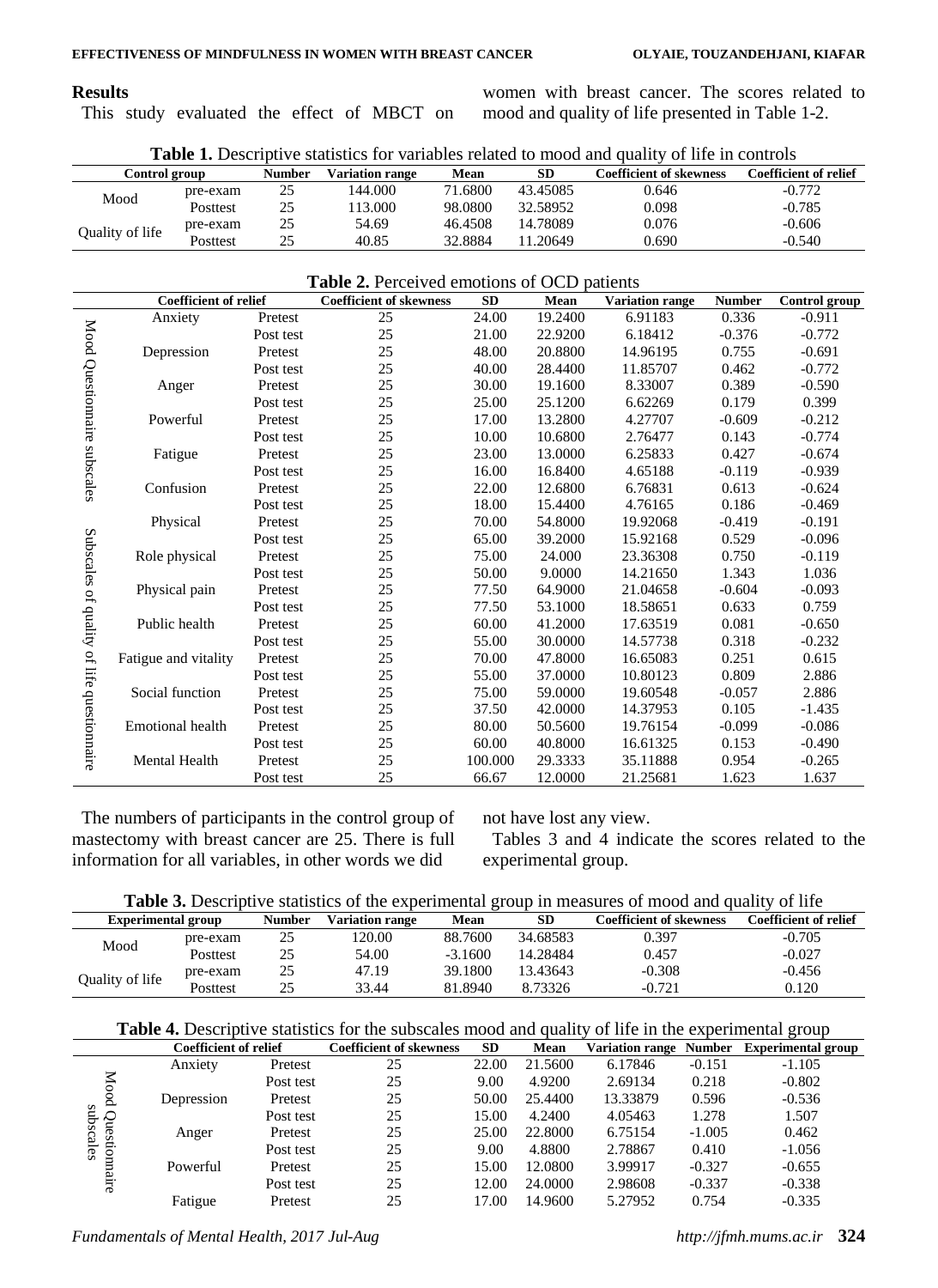## Results

This study evaluated the effect of MBCT on women with breast cancer. The scores related to mood and quality of life presented in Table 1-2.

**Table 1.** Descriptive statistics for variables related to mood and quality of life in controls

| Control group | | Number | Variation range | Mean | SD | Coefficient of skewness | Coefficient of relief |
|---|---|---|---|---|---|---|---|
| Mood | pre-exam | 25 | 144.000 | 71.6800 | 43.45085 | 0.646 | -0.772 |
| | Posttest | 25 | 113.000 | 98.0800 | 32.58952 | 0.098 | -0.785 |
| Quality of life | pre-exam | 25 | 54.69 | 46.4508 | 14.78089 | 0.076 | -0.606 |
| | Posttest | 25 | 40.85 | 32.8884 | 11.20649 | 0.690 | -0.540 |

**Table 2.** Perceived emotions of OCD patients

| | Coefficient of relief | | Coefficient of skewness | SD | Mean | Variation range | Number | Control group |
|---|---|---|---|---|---|---|---|---|
| Mood Questionnaire subscales | Anxiety | Pretest | 25 | 24.00 | 19.2400 | 6.91183 | 0.336 | -0.911 |
| | | Post test | 25 | 21.00 | 22.9200 | 6.18412 | -0.376 | -0.772 |
| | Depression | Pretest | 25 | 48.00 | 20.8800 | 14.96195 | 0.755 | -0.691 |
| | | Post test | 25 | 40.00 | 28.4400 | 11.85707 | 0.462 | -0.772 |
| | Anger | Pretest | 25 | 30.00 | 19.1600 | 8.33007 | 0.389 | -0.590 |
| | | Post test | 25 | 25.00 | 25.1200 | 6.62269 | 0.179 | 0.399 |
| | Powerful | Pretest | 25 | 17.00 | 13.2800 | 4.27707 | -0.609 | -0.212 |
| | | Post test | 25 | 10.00 | 10.6800 | 2.76477 | 0.143 | -0.774 |
| | Fatigue | Pretest | 25 | 23.00 | 13.0000 | 6.25833 | 0.427 | -0.674 |
| | | Post test | 25 | 16.00 | 16.8400 | 4.65188 | -0.119 | -0.939 |
| | Confusion | Pretest | 25 | 22.00 | 12.6800 | 6.76831 | 0.613 | -0.624 |
| | | Post test | 25 | 18.00 | 15.4400 | 4.76165 | 0.186 | -0.469 |
| Subscales of quality of life questionnaire | Physical | Pretest | 25 | 70.00 | 54.8000 | 19.92068 | -0.419 | -0.191 |
| | | Post test | 25 | 65.00 | 39.2000 | 15.92168 | 0.529 | -0.096 |
| | Role physical | Pretest | 25 | 75.00 | 24.000 | 23.36308 | 0.750 | -0.119 |
| | | Post test | 25 | 50.00 | 9.0000 | 14.21650 | 1.343 | 1.036 |
| | Physical pain | Pretest | 25 | 77.50 | 64.9000 | 21.04658 | -0.604 | -0.093 |
| | | Post test | 25 | 77.50 | 53.1000 | 18.58651 | 0.633 | 0.759 |
| | Public health | Pretest | 25 | 60.00 | 41.2000 | 17.63519 | 0.081 | -0.650 |
| | | Post test | 25 | 55.00 | 30.0000 | 14.57738 | 0.318 | -0.232 |
| | Fatigue and vitality | Pretest | 25 | 70.00 | 47.8000 | 16.65083 | 0.251 | 0.615 |
| | | Post test | 25 | 55.00 | 37.0000 | 10.80123 | 0.809 | 2.886 |
| | Social function | Pretest | 25 | 75.00 | 59.0000 | 19.60548 | -0.057 | 2.886 |
| | | Post test | 25 | 37.50 | 42.0000 | 14.37953 | 0.105 | -1.435 |
| | Emotional health | Pretest | 25 | 80.00 | 50.5600 | 19.76154 | -0.099 | -0.086 |
| | | Post test | 25 | 60.00 | 40.8000 | 16.61325 | 0.153 | -0.490 |
| | Mental Health | Pretest | 25 | 100.000 | 29.3333 | 35.11888 | 0.954 | -0.265 |
| | | Post test | 25 | 66.67 | 12.0000 | 21.25681 | 1.623 | 1.637 |

The numbers of participants in the control group of mastectomy with breast cancer are 25. There is full information for all variables, in other words we did not have lost any view.

Tables 3 and 4 indicate the scores related to the experimental group.

**Table 3.** Descriptive statistics of the experimental group in measures of mood and quality of life

| Experimental group | | Number | Variation range | Mean | SD | Coefficient of skewness | Coefficient of relief |
|---|---|---|---|---|---|---|---|
| Mood | pre-exam | 25 | 120.00 | 88.7600 | 34.68583 | 0.397 | -0.705 |
| | Posttest | 25 | 54.00 | -3.1600 | 14.28484 | 0.457 | -0.027 |
| Quality of life | pre-exam | 25 | 47.19 | 39.1800 | 13.43643 | -0.308 | -0.456 |
| | Posttest | 25 | 33.44 | 81.8940 | 8.73326 | -0.721 | 0.120 |

**Table 4.** Descriptive statistics for the subscales mood and quality of life in the experimental group

| | Coefficient of relief | | Coefficient of skewness | SD | Mean | Variation range | Number | Experimental group |
|---|---|---|---|---|---|---|---|---|
| Mood Questionnaire subscales | Anxiety | Pretest | 25 | 22.00 | 21.5600 | 6.17846 | -0.151 | -1.105 |
| | | Post test | 25 | 9.00 | 4.9200 | 2.69134 | 0.218 | -0.802 |
| | Depression | Pretest | 25 | 50.00 | 25.4400 | 13.33879 | 0.596 | -0.536 |
| | | Post test | 25 | 15.00 | 4.2400 | 4.05463 | 1.278 | 1.507 |
| | Anger | Pretest | 25 | 25.00 | 22.8000 | 6.75154 | -1.005 | 0.462 |
| | | Post test | 25 | 9.00 | 4.8800 | 2.78867 | 0.410 | -1.056 |
| | Powerful | Pretest | 25 | 15.00 | 12.0800 | 3.99917 | -0.327 | -0.655 |
| | | Post test | 25 | 12.00 | 24.0000 | 2.98608 | -0.337 | -0.338 |
| | Fatigue | Pretest | 25 | 17.00 | 14.9600 | 5.27952 | 0.754 | -0.335 |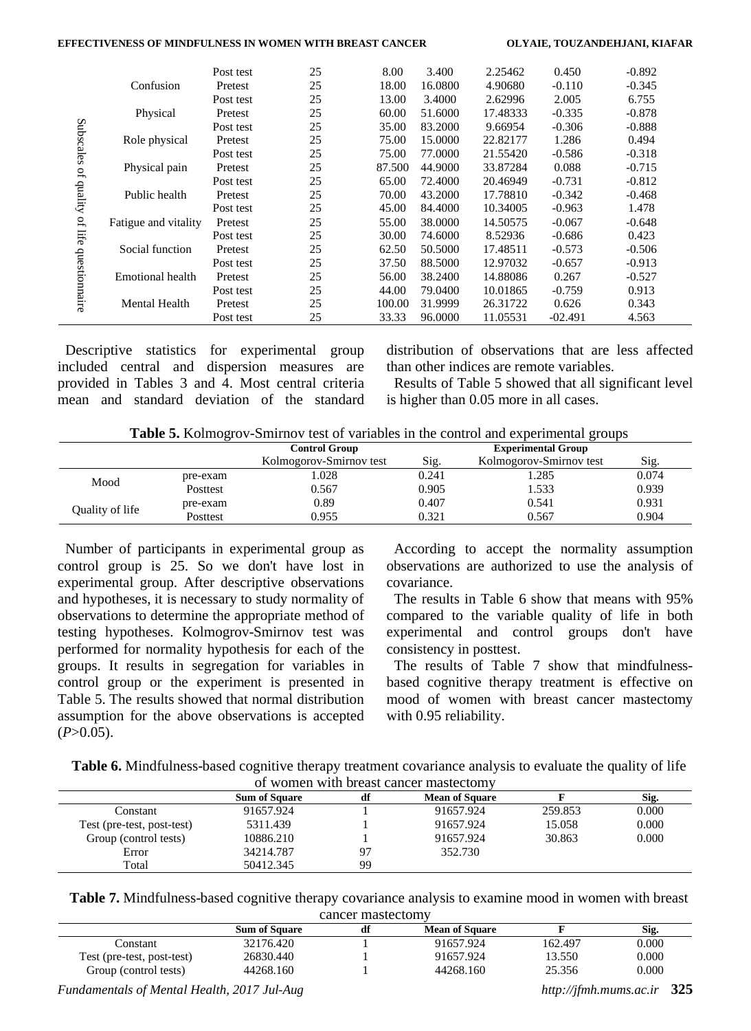| | | | | | | | | |
|---|---|---|---|---|---|---|---|---|
| Subscales of quality of life questionnaire | | Post test | 25 | 8.00 | 3.400 | 2.25462 | 0.450 | -0.892 |
| | Confusion | Pretest | 25 | 18.00 | 16.0800 | 4.90680 | -0.110 | -0.345 |
| | | Post test | 25 | 13.00 | 3.4000 | 2.62996 | 2.005 | 6.755 |
| | Physical | Pretest | 25 | 60.00 | 51.6000 | 17.48333 | -0.335 | -0.878 |
| | | Post test | 25 | 35.00 | 83.2000 | 9.66954 | -0.306 | -0.888 |
| | Role physical | Pretest | 25 | 75.00 | 15.0000 | 22.82177 | 1.286 | 0.494 |
| | | Post test | 25 | 75.00 | 77.0000 | 21.55420 | -0.586 | -0.318 |
| | Physical pain | Pretest | 25 | 87.500 | 44.9000 | 33.87284 | 0.088 | -0.715 |
| | | Post test | 25 | 65.00 | 72.4000 | 20.46949 | -0.731 | -0.812 |
| | Public health | Pretest | 25 | 70.00 | 43.2000 | 17.78810 | -0.342 | -0.468 |
| | | Post test | 25 | 45.00 | 84.4000 | 10.34005 | -0.963 | 1.478 |
| | Fatigue and vitality | Pretest | 25 | 55.00 | 38.0000 | 14.50575 | -0.067 | -0.648 |
| | | Post test | 25 | 30.00 | 74.6000 | 8.52936 | -0.686 | 0.423 |
| | Social function | Pretest | 25 | 62.50 | 50.5000 | 17.48511 | -0.573 | -0.506 |
| | | Post test | 25 | 37.50 | 88.5000 | 12.97032 | -0.657 | -0.913 |
| | Emotional health | Pretest | 25 | 56.00 | 38.2400 | 14.88086 | 0.267 | -0.527 |
| | | Post test | 25 | 44.00 | 79.0400 | 10.01865 | -0.759 | 0.913 |
| | Mental Health | Pretest | 25 | 100.00 | 31.9999 | 26.31722 | 0.626 | 0.343 |
| | | Post test | 25 | 33.33 | 96.0000 | 11.05531 | -02.491 | 4.563 |

Descriptive statistics for experimental group included central and dispersion measures are provided in Tables 3 and 4. Most central criteria mean and standard deviation of the standard distribution of observations that are less affected than other indices are remote variables.

Results of Table 5 showed that all significant level is higher than 0.05 more in all cases.

**Table 5.** Kolmogrov-Smirnov test of variables in the control and experimental groups

| | | **Control Group** | | **Experimental Group** | |
|---|---|---|---|---|---|
| | | Kolmogorov-Smirnov test | Sig. | Kolmogorov-Smirnov test | Sig. |
| Mood | pre-exam | 1.028 | 0.241 | 1.285 | 0.074 |
| | Posttest | 0.567 | 0.905 | 1.533 | 0.939 |
| Quality of life | pre-exam | 0.89 | 0.407 | 0.541 | 0.931 |
| | Posttest | 0.955 | 0.321 | 0.567 | 0.904 |

Number of participants in experimental group as control group is 25. So we don't have lost in experimental group. After descriptive observations and hypotheses, it is necessary to study normality of observations to determine the appropriate method of testing hypotheses. Kolmogrov-Smirnov test was performed for normality hypothesis for each of the groups. It results in segregation for variables in control group or the experiment is presented in Table 5. The results showed that normal distribution assumption for the above observations is accepted ($P$>0.05).

According to accept the normality assumption observations are authorized to use the analysis of covariance.

The results in Table 6 show that means with 95% compared to the variable quality of life in both experimental and control groups don't have consistency in posttest.

The results of Table 7 show that mindfulness-based cognitive therapy treatment is effective on mood of women with breast cancer mastectomy with 0.95 reliability.

**Table 6.** Mindfulness-based cognitive therapy treatment covariance analysis to evaluate the quality of life of women with breast cancer mastectomy

| | **Sum of Square** | **df** | **Mean of Square** | **F** | **Sig.** |
|---|---|---|---|---|---|
| Constant | 91657.924 | 1 | 91657.924 | 259.853 | 0.000 |
| Test (pre-test, post-test) | 5311.439 | 1 | 91657.924 | 15.058 | 0.000 |
| Group (control tests) | 10886.210 | 1 | 91657.924 | 30.863 | 0.000 |
| Error | 34214.787 | 97 | 352.730 | | |
| Total | 50412.345 | 99 | | | |

**Table 7.** Mindfulness-based cognitive therapy covariance analysis to examine mood in women with breast cancer mastectomy

| | **Sum of Square** | **df** | **Mean of Square** | **F** | **Sig.** |
|---|---|---|---|---|---|
| Constant | 32176.420 | 1 | 91657.924 | 162.497 | 0.000 |
| Test (pre-test, post-test) | 26830.440 | 1 | 91657.924 | 13.550 | 0.000 |
| Group (control tests) | 44268.160 | 1 | 44268.160 | 25.356 | 0.000 |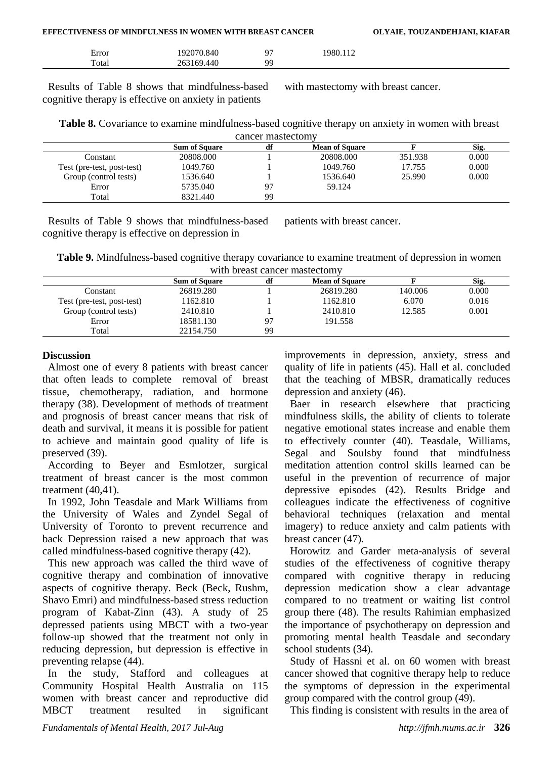| Error | 192070.840 | 97 | 1980.112 | | |
|---|---|---|---|---|---|
| Total | 263169.440 | 99 | | | |

Results of Table 8 shows that mindfulness-based cognitive therapy is effective on anxiety in patients with mastectomy with breast cancer.

**Table 8.** Covariance to examine mindfulness-based cognitive therapy on anxiety in women with breast cancer mastectomy

| | Sum of Square | df | Mean of Square | F | Sig. |
|---|---|---|---|---|---|
| Constant | 20808.000 | 1 | 20808.000 | 351.938 | 0.000 |
| Test (pre-test, post-test) | 1049.760 | 1 | 1049.760 | 17.755 | 0.000 |
| Group (control tests) | 1536.640 | 1 | 1536.640 | 25.990 | 0.000 |
| Error | 5735.040 | 97 | 59.124 | | |
| Total | 8321.440 | 99 | | | |

Results of Table 9 shows that mindfulness-based cognitive therapy is effective on depression in patients with breast cancer.

**Table 9.** Mindfulness-based cognitive therapy covariance to examine treatment of depression in women with breast cancer mastectomy

| | Sum of Square | df | Mean of Square | F | Sig. |
|---|---|---|---|---|---|
| Constant | 26819.280 | 1 | 26819.280 | 140.006 | 0.000 |
| Test (pre-test, post-test) | 1162.810 | 1 | 1162.810 | 6.070 | 0.016 |
| Group (control tests) | 2410.810 | 1 | 2410.810 | 12.585 | 0.001 |
| Error | 18581.130 | 97 | 191.558 | | |
| Total | 22154.750 | 99 | | | |

## Discussion

Almost one of every 8 patients with breast cancer that often leads to complete removal of breast tissue, chemotherapy, radiation, and hormone therapy (38). Development of methods of treatment and prognosis of breast cancer means that risk of death and survival, it means it is possible for patient to achieve and maintain good quality of life is preserved (39).

According to Beyer and Esmlotzer, surgical treatment of breast cancer is the most common treatment (40,41).

In 1992, John Teasdale and Mark Williams from the University of Wales and Zyndel Segal of University of Toronto to prevent recurrence and back Depression raised a new approach that was called mindfulness-based cognitive therapy (42).

This new approach was called the third wave of cognitive therapy and combination of innovative aspects of cognitive therapy. Beck (Beck, Rushm, Shavo Emri) and mindfulness-based stress reduction program of Kabat-Zinn (43). A study of 25 depressed patients using MBCT with a two-year follow-up showed that the treatment not only in reducing depression, but depression is effective in preventing relapse (44).

In the study, Stafford and colleagues at Community Hospital Health Australia on 115 women with breast cancer and reproductive did MBCT treatment resulted in significant improvements in depression, anxiety, stress and quality of life in patients (45). Hall et al. concluded that the teaching of MBSR, dramatically reduces depression and anxiety (46).

Baer in research elsewhere that practicing mindfulness skills, the ability of clients to tolerate negative emotional states increase and enable them to effectively counter (40). Teasdale, Williams, Segal and Soulsby found that mindfulness meditation attention control skills learned can be useful in the prevention of recurrence of major depressive episodes (42). Results Bridge and colleagues indicate the effectiveness of cognitive behavioral techniques (relaxation and mental imagery) to reduce anxiety and calm patients with breast cancer (47).

Horowitz and Garder meta-analysis of several studies of the effectiveness of cognitive therapy compared with cognitive therapy in reducing depression medication show a clear advantage compared to no treatment or waiting list control group there (48). The results Rahimian emphasized the importance of psychotherapy on depression and promoting mental health Teasdale and secondary school students (34).

Study of Hassni et al. on 60 women with breast cancer showed that cognitive therapy help to reduce the symptoms of depression in the experimental group compared with the control group (49).

This finding is consistent with results in the area of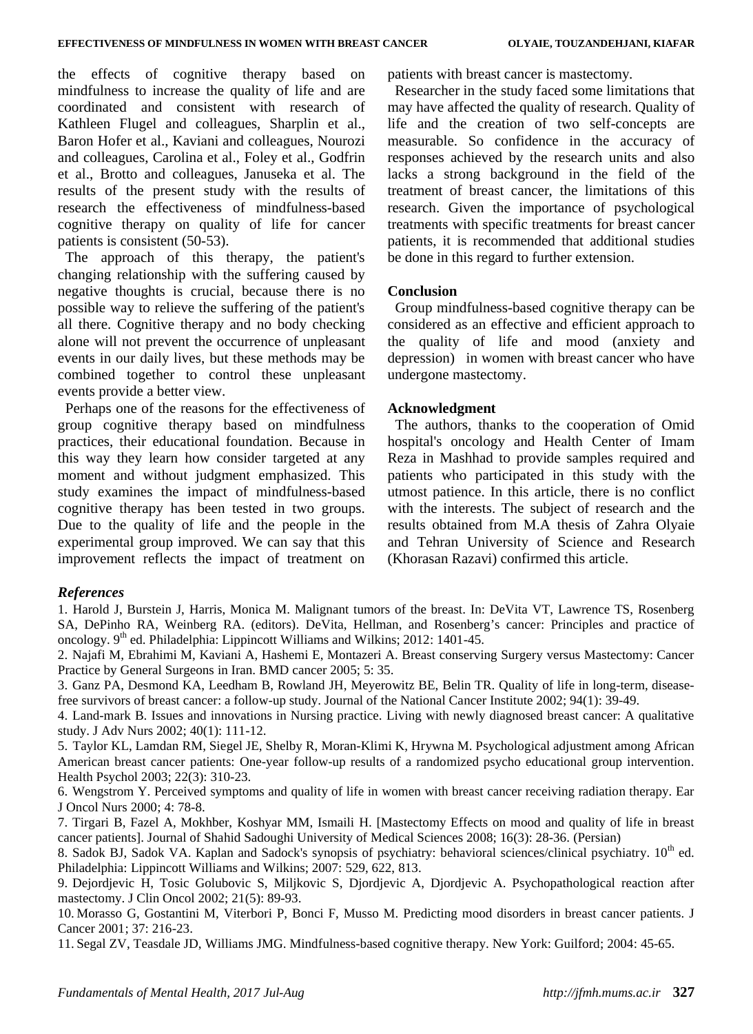the effects of cognitive therapy based on mindfulness to increase the quality of life and are coordinated and consistent with research of Kathleen Flugel and colleagues, Sharplin et al., Baron Hofer et al., Kaviani and colleagues, Nourozi and colleagues, Carolina et al., Foley et al., Godfrin et al., Brotto and colleagues, Januseka et al. The results of the present study with the results of research the effectiveness of mindfulness-based cognitive therapy on quality of life for cancer patients is consistent (50-53).

The approach of this therapy, the patient's changing relationship with the suffering caused by negative thoughts is crucial, because there is no possible way to relieve the suffering of the patient's all there. Cognitive therapy and no body checking alone will not prevent the occurrence of unpleasant events in our daily lives, but these methods may be combined together to control these unpleasant events provide a better view.

Perhaps one of the reasons for the effectiveness of group cognitive therapy based on mindfulness practices, their educational foundation. Because in this way they learn how consider targeted at any moment and without judgment emphasized. This study examines the impact of mindfulness-based cognitive therapy has been tested in two groups. Due to the quality of life and the people in the experimental group improved. We can say that this improvement reflects the impact of treatment on patients with breast cancer is mastectomy.

Researcher in the study faced some limitations that may have affected the quality of research. Quality of life and the creation of two self-concepts are measurable. So confidence in the accuracy of responses achieved by the research units and also lacks a strong background in the field of the treatment of breast cancer, the limitations of this research. Given the importance of psychological treatments with specific treatments for breast cancer patients, it is recommended that additional studies be done in this regard to further extension.

**Conclusion**

Group mindfulness-based cognitive therapy can be considered as an effective and efficient approach to the quality of life and mood (anxiety and depression) in women with breast cancer who have undergone mastectomy.

**Acknowledgment**

The authors, thanks to the cooperation of Omid hospital's oncology and Health Center of Imam Reza in Mashhad to provide samples required and patients who participated in this study with the utmost patience. In this article, there is no conflict with the interests. The subject of research and the results obtained from M.A thesis of Zahra Olyaie and Tehran University of Science and Research (Khorasan Razavi) confirmed this article.

***References***

1. Harold J, Burstein J, Harris, Monica M. Malignant tumors of the breast. In: DeVita VT, Lawrence TS, Rosenberg SA, DePinho RA, Weinberg RA. (editors). DeVita, Hellman, and Rosenberg's cancer: Principles and practice of oncology. 9th ed. Philadelphia: Lippincott Williams and Wilkins; 2012: 1401-45.
2. Najafi M, Ebrahimi M, Kaviani A, Hashemi E, Montazeri A. Breast conserving Surgery versus Mastectomy: Cancer Practice by General Surgeons in Iran. BMD cancer 2005; 5: 35.
3. Ganz PA, Desmond KA, Leedham B, Rowland JH, Meyerowitz BE, Belin TR. Quality of life in long-term, disease-free survivors of breast cancer: a follow-up study. Journal of the National Cancer Institute 2002; 94(1): 39-49.
4. Land-mark B. Issues and innovations in Nursing practice. Living with newly diagnosed breast cancer: A qualitative study. J Adv Nurs 2002; 40(1): 111-12.
5. Taylor KL, Lamdan RM, Siegel JE, Shelby R, Moran-Klimi K, Hrywna M. Psychological adjustment among African American breast cancer patients: One-year follow-up results of a randomized psycho educational group intervention. Health Psychol 2003; 22(3): 310-23.
6. Wengstrom Y. Perceived symptoms and quality of life in women with breast cancer receiving radiation therapy. Ear J Oncol Nurs 2000; 4: 78-8.
7. Tirgari B, Fazel A, Mokhber, Koshyar MM, Ismaili H. [Mastectomy Effects on mood and quality of life in breast cancer patients]. Journal of Shahid Sadoughi University of Medical Sciences 2008; 16(3): 28-36. (Persian)
8. Sadok BJ, Sadok VA. Kaplan and Sadock's synopsis of psychiatry: behavioral sciences/clinical psychiatry. 10th ed. Philadelphia: Lippincott Williams and Wilkins; 2007: 529, 622, 813.
9. Dejordjevic H, Tosic Golubovic S, Miljkovic S, Djordjevic A, Djordjevic A. Psychopathological reaction after mastectomy. J Clin Oncol 2002; 21(5): 89-93.
10. Morasso G, Gostantini M, Viterbori P, Bonci F, Musso M. Predicting mood disorders in breast cancer patients. J Cancer 2001; 37: 216-23.
11. Segal ZV, Teasdale JD, Williams JMG. Mindfulness-based cognitive therapy. New York: Guilford; 2004: 45-65.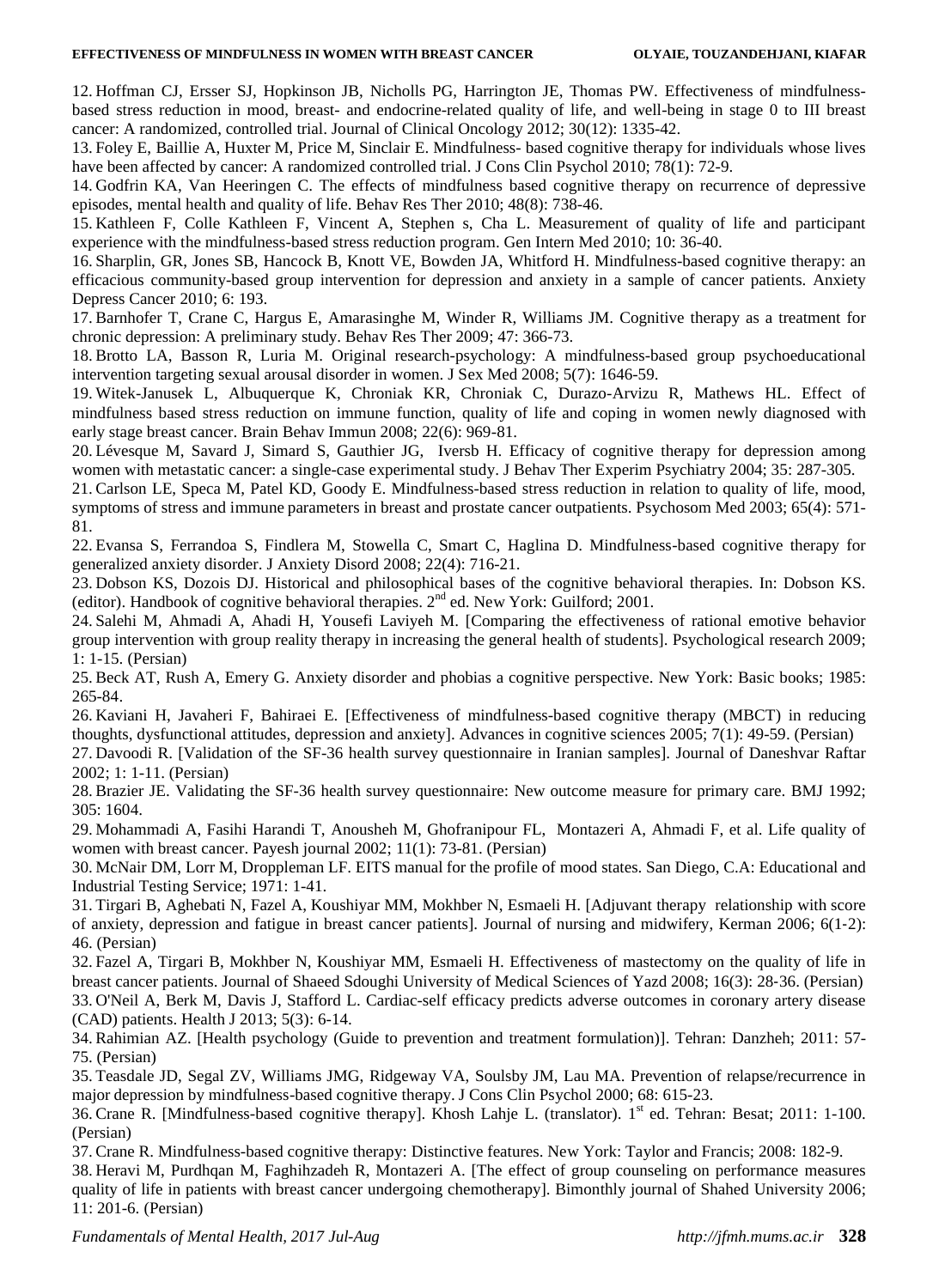12. Hoffman CJ, Ersser SJ, Hopkinson JB, Nicholls PG, Harrington JE, Thomas PW. Effectiveness of mindfulness-based stress reduction in mood, breast- and endocrine-related quality of life, and well-being in stage 0 to III breast cancer: A randomized, controlled trial. Journal of Clinical Oncology 2012; 30(12): 1335-42.

13. Foley E, Baillie A, Huxter M, Price M, Sinclair E. Mindfulness- based cognitive therapy for individuals whose lives have been affected by cancer: A randomized controlled trial. J Cons Clin Psychol 2010; 78(1): 72-9.

14. Godfrin KA, Van Heeringen C. The effects of mindfulness based cognitive therapy on recurrence of depressive episodes, mental health and quality of life. Behav Res Ther 2010; 48(8): 738-46.

15. Kathleen F, Colle Kathleen F, Vincent A, Stephen s, Cha L. Measurement of quality of life and participant experience with the mindfulness-based stress reduction program. Gen Intern Med 2010; 10: 36-40.

16. Sharplin, GR, Jones SB, Hancock B, Knott VE, Bowden JA, Whitford H. Mindfulness-based cognitive therapy: an efficacious community-based group intervention for depression and anxiety in a sample of cancer patients. Anxiety Depress Cancer 2010; 6: 193.

17. Barnhofer T, Crane C, Hargus E, Amarasinghe M, Winder R, Williams JM. Cognitive therapy as a treatment for chronic depression: A preliminary study. Behav Res Ther 2009; 47: 366-73.

18. Brotto LA, Basson R, Luria M. Original research-psychology: A mindfulness-based group psychoeducational intervention targeting sexual arousal disorder in women. J Sex Med 2008; 5(7): 1646-59.

19. Witek-Janusek L, Albuquerque K, Chroniak KR, Chroniak C, Durazo-Arvizu R, Mathews HL. Effect of mindfulness based stress reduction on immune function, quality of life and coping in women newly diagnosed with early stage breast cancer. Brain Behav Immun 2008; 22(6): 969-81.

20. Lévesque M, Savard J, Simard S, Gauthier JG, Iversb H. Efficacy of cognitive therapy for depression among women with metastatic cancer: a single-case experimental study. J Behav Ther Experim Psychiatry 2004; 35: 287-305.

21. Carlson LE, Speca M, Patel KD, Goody E. Mindfulness-based stress reduction in relation to quality of life, mood, symptoms of stress and immune parameters in breast and prostate cancer outpatients. Psychosom Med 2003; 65(4): 571-81.

22. Evansa S, Ferrandoa S, Findlera M, Stowella C, Smart C, Haglina D. Mindfulness-based cognitive therapy for generalized anxiety disorder. J Anxiety Disord 2008; 22(4): 716-21.

23. Dobson KS, Dozois DJ. Historical and philosophical bases of the cognitive behavioral therapies. In: Dobson KS. (editor). Handbook of cognitive behavioral therapies. 2nd ed. New York: Guilford; 2001.

24. Salehi M, Ahmadi A, Ahadi H, Yousefi Laviyeh M. [Comparing the effectiveness of rational emotive behavior group intervention with group reality therapy in increasing the general health of students]. Psychological research 2009; 1: 1-15. (Persian)

25. Beck AT, Rush A, Emery G. Anxiety disorder and phobias a cognitive perspective. New York: Basic books; 1985: 265-84.

26. Kaviani H, Javaheri F, Bahiraei E. [Effectiveness of mindfulness-based cognitive therapy (MBCT) in reducing thoughts, dysfunctional attitudes, depression and anxiety]. Advances in cognitive sciences 2005; 7(1): 49-59. (Persian)

27. Davoodi R. [Validation of the SF-36 health survey questionnaire in Iranian samples]. Journal of Daneshvar Raftar 2002; 1: 1-11. (Persian)

28. Brazier JE. Validating the SF-36 health survey questionnaire: New outcome measure for primary care. BMJ 1992; 305: 1604.

29. Mohammadi A, Fasihi Harandi T, Anousheh M, Ghofranipour FL, Montazeri A, Ahmadi F, et al. Life quality of women with breast cancer. Payesh journal 2002; 11(1): 73-81. (Persian)

30. McNair DM, Lorr M, Droppleman LF. EITS manual for the profile of mood states. San Diego, C.A: Educational and Industrial Testing Service; 1971: 1-41.

31. Tirgari B, Aghebati N, Fazel A, Koushiyar MM, Mokhber N, Esmaeli H. [Adjuvant therapy relationship with score of anxiety, depression and fatigue in breast cancer patients]. Journal of nursing and midwifery, Kerman 2006; 6(1-2): 46. (Persian)

32. Fazel A, Tirgari B, Mokhber N, Koushiyar MM, Esmaeli H. Effectiveness of mastectomy on the quality of life in breast cancer patients. Journal of Shaeed Sdoughi University of Medical Sciences of Yazd 2008; 16(3): 28-36. (Persian)

33. O'Neil A, Berk M, Davis J, Stafford L. Cardiac-self efficacy predicts adverse outcomes in coronary artery disease (CAD) patients. Health J 2013; 5(3): 6-14.

34. Rahimian AZ. [Health psychology (Guide to prevention and treatment formulation)]. Tehran: Danzheh; 2011: 57-75. (Persian)

35. Teasdale JD, Segal ZV, Williams JMG, Ridgeway VA, Soulsby JM, Lau MA. Prevention of relapse/recurrence in major depression by mindfulness-based cognitive therapy. J Cons Clin Psychol 2000; 68: 615-23.

36. Crane R. [Mindfulness-based cognitive therapy]. Khosh Lahje L. (translator). 1st ed. Tehran: Besat; 2011: 1-100. (Persian)

37. Crane R. Mindfulness-based cognitive therapy: Distinctive features. New York: Taylor and Francis; 2008: 182-9.

38. Heravi M, Purdhqan M, Faghihzadeh R, Montazeri A. [The effect of group counseling on performance measures quality of life in patients with breast cancer undergoing chemotherapy]. Bimonthly journal of Shahed University 2006; 11: 201-6. (Persian)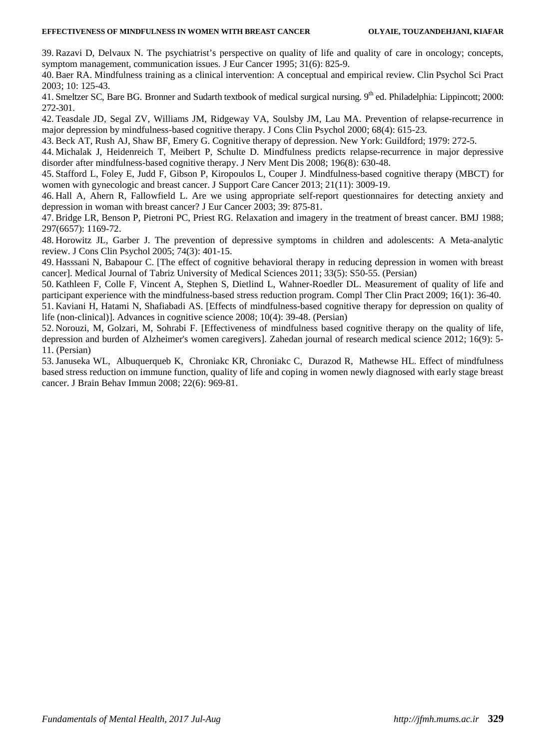39. Razavi D, Delvaux N. The psychiatrist's perspective on quality of life and quality of care in oncology; concepts, symptom management, communication issues. J Eur Cancer 1995; 31(6): 825-9.

40. Baer RA. Mindfulness training as a clinical intervention: A conceptual and empirical review. Clin Psychol Sci Pract 2003; 10: 125-43.

41. Smeltzer SC, Bare BG. Bronner and Sudarth textbook of medical surgical nursing. 9th ed. Philadelphia: Lippincott; 2000: 272-301.

42. Teasdale JD, Segal ZV, Williams JM, Ridgeway VA, Soulsby JM, Lau MA. Prevention of relapse-recurrence in major depression by mindfulness-based cognitive therapy. J Cons Clin Psychol 2000; 68(4): 615-23.

43. Beck AT, Rush AJ, Shaw BF, Emery G. Cognitive therapy of depression. New York: Guildford; 1979: 272-5.

44. Michalak J, Heidenreich T, Meibert P, Schulte D. Mindfulness predicts relapse-recurrence in major depressive disorder after mindfulness-based cognitive therapy. J Nerv Ment Dis 2008; 196(8): 630-48.

45. Stafford L, Foley E, Judd F, Gibson P, Kiropoulos L, Couper J. Mindfulness-based cognitive therapy (MBCT) for women with gynecologic and breast cancer. J Support Care Cancer 2013; 21(11): 3009-19.

46. Hall A, Ahern R, Fallowfield L. Are we using appropriate self-report questionnaires for detecting anxiety and depression in woman with breast cancer? J Eur Cancer 2003; 39: 875-81.

47. Bridge LR, Benson P, Pietroni PC, Priest RG. Relaxation and imagery in the treatment of breast cancer. BMJ 1988; 297(6657): 1169-72.

48. Horowitz JL, Garber J. The prevention of depressive symptoms in children and adolescents: A Meta-analytic review. J Cons Clin Psychol 2005; 74(3): 401-15.

49. Hasssani N, Babapour C. [The effect of cognitive behavioral therapy in reducing depression in women with breast cancer]. Medical Journal of Tabriz University of Medical Sciences 2011; 33(5): S50-55. (Persian)

50. Kathleen F, Colle F, Vincent A, Stephen S, Dietlind L, Wahner-Roedler DL. Measurement of quality of life and participant experience with the mindfulness-based stress reduction program. Compl Ther Clin Pract 2009; 16(1): 36-40.

51. Kaviani H, Hatami N, Shafiabadi AS. [Effects of mindfulness-based cognitive therapy for depression on quality of life (non-clinical)]. Advances in cognitive science 2008; 10(4): 39-48. (Persian)

52. Norouzi, M, Golzari, M, Sohrabi F. [Effectiveness of mindfulness based cognitive therapy on the quality of life, depression and burden of Alzheimer's women caregivers]. Zahedan journal of research medical science 2012; 16(9): 5-11. (Persian)

53. Januseka WL, Albuquerqueb K, Chroniakc KR, Chroniakc C, Durazod R, Mathewse HL. Effect of mindfulness based stress reduction on immune function, quality of life and coping in women newly diagnosed with early stage breast cancer. J Brain Behav Immun 2008; 22(6): 969-81.